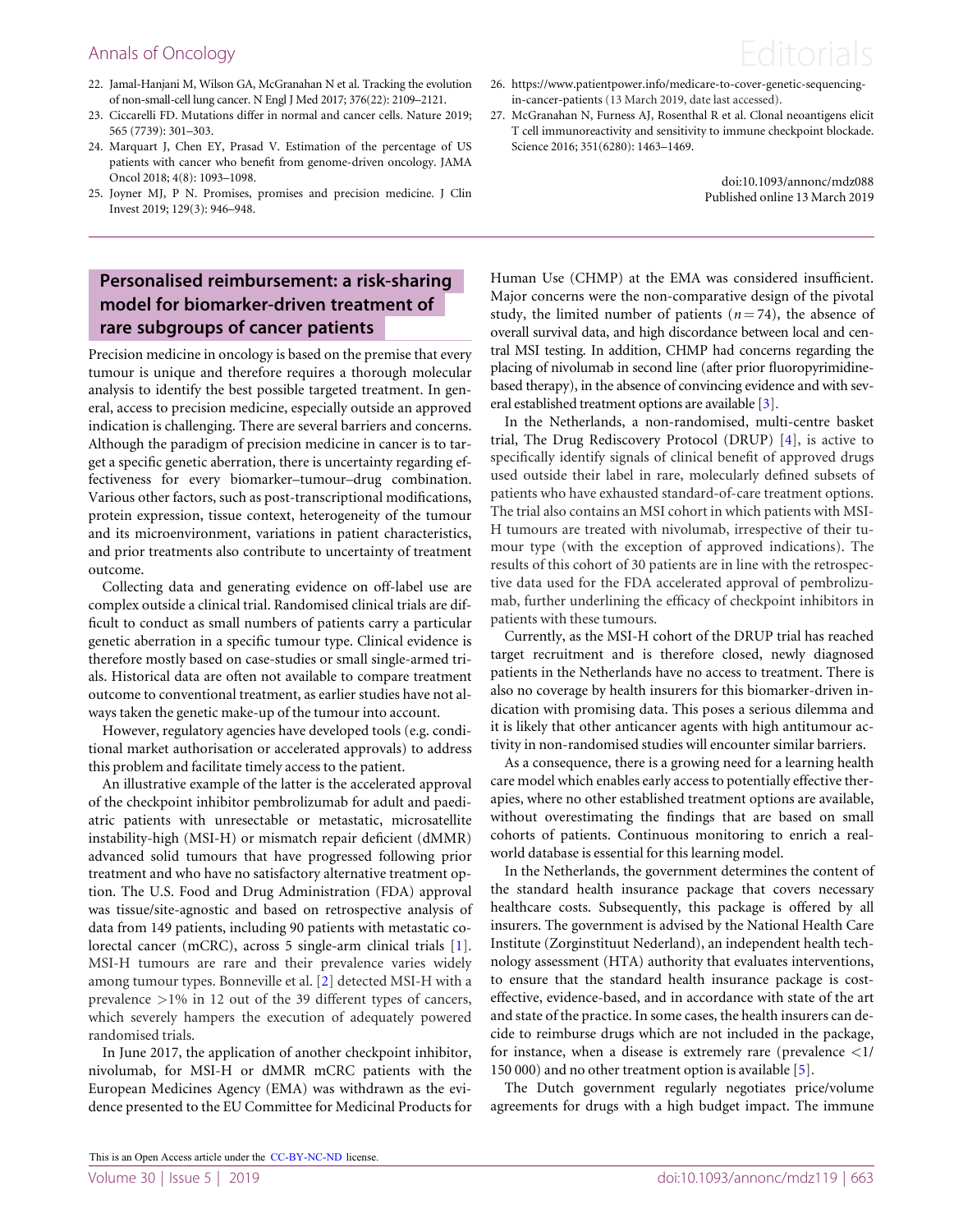22. Jamal-Hanjani M, Wilson GA, McGranahan N et al. Tracking the evolution of non-small-cell lung cancer. N Engl J Med 2017; 376(22): 2109–2121.
23. Ciccarelli FD. Mutations differ in normal and cancer cells. Nature 2019; 565 (7739): 301–303.
24. Marquart J, Chen EY, Prasad V. Estimation of the percentage of US patients with cancer who benefit from genome-driven oncology. JAMA Oncol 2018; 4(8): 1093–1098.
25. Joyner MJ, P N. Promises, promises and precision medicine. J Clin Invest 2019; 129(3): 946–948.
26. https://www.patientpower.info/medicare-to-cover-genetic-sequencing-in-cancer-patients (13 March 2019, date last accessed).
27. McGranahan N, Furness AJ, Rosenthal R et al. Clonal neoantigens elicit T cell immunoreactivity and sensitivity to immune checkpoint blockade. Science 2016; 351(6280): 1463–1469.

doi:10.1093/annonc/mdz088
Published online 13 March 2019

## Personalised reimbursement: a risk-sharing model for biomarker-driven treatment of rare subgroups of cancer patients

Precision medicine in oncology is based on the premise that every tumour is unique and therefore requires a thorough molecular analysis to identify the best possible targeted treatment. In general, access to precision medicine, especially outside an approved indication is challenging. There are several barriers and concerns. Although the paradigm of precision medicine in cancer is to target a specific genetic aberration, there is uncertainty regarding effectiveness for every biomarker–tumour–drug combination. Various other factors, such as post-transcriptional modifications, protein expression, tissue context, heterogeneity of the tumour and its microenvironment, variations in patient characteristics, and prior treatments also contribute to uncertainty of treatment outcome.

Collecting data and generating evidence on off-label use are complex outside a clinical trial. Randomised clinical trials are difficult to conduct as small numbers of patients carry a particular genetic aberration in a specific tumour type. Clinical evidence is therefore mostly based on case-studies or small single-armed trials. Historical data are often not available to compare treatment outcome to conventional treatment, as earlier studies have not always taken the genetic make-up of the tumour into account.

However, regulatory agencies have developed tools (e.g. conditional market authorisation or accelerated approvals) to address this problem and facilitate timely access to the patient.

An illustrative example of the latter is the accelerated approval of the checkpoint inhibitor pembrolizumab for adult and paediatric patients with unresectable or metastatic, microsatellite instability-high (MSI-H) or mismatch repair deficient (dMMR) advanced solid tumours that have progressed following prior treatment and who have no satisfactory alternative treatment option. The U.S. Food and Drug Administration (FDA) approval was tissue/site-agnostic and based on retrospective analysis of data from 149 patients, including 90 patients with metastatic colorectal cancer (mCRC), across 5 single-arm clinical trials [1]. MSI-H tumours are rare and their prevalence varies widely among tumour types. Bonneville et al. [2] detected MSI-H with a prevalence >1% in 12 out of the 39 different types of cancers, which severely hampers the execution of adequately powered randomised trials.

In June 2017, the application of another checkpoint inhibitor, nivolumab, for MSI-H or dMMR mCRC patients with the European Medicines Agency (EMA) was withdrawn as the evidence presented to the EU Committee for Medicinal Products for Human Use (CHMP) at the EMA was considered insufficient. Major concerns were the non-comparative design of the pivotal study, the limited number of patients ($n = 74$), the absence of overall survival data, and high discordance between local and central MSI testing. In addition, CHMP had concerns regarding the placing of nivolumab in second line (after prior fluoropyrimidine-based therapy), in the absence of convincing evidence and with several established treatment options are available [3].

In the Netherlands, a non-randomised, multi-centre basket trial, The Drug Rediscovery Protocol (DRUP) [4], is active to specifically identify signals of clinical benefit of approved drugs used outside their label in rare, molecularly defined subsets of patients who have exhausted standard-of-care treatment options. The trial also contains an MSI cohort in which patients with MSI-H tumours are treated with nivolumab, irrespective of their tumour type (with the exception of approved indications). The results of this cohort of 30 patients are in line with the retrospective data used for the FDA accelerated approval of pembrolizumab, further underlining the efficacy of checkpoint inhibitors in patients with these tumours.

Currently, as the MSI-H cohort of the DRUP trial has reached target recruitment and is therefore closed, newly diagnosed patients in the Netherlands have no access to treatment. There is also no coverage by health insurers for this biomarker-driven indication with promising data. This poses a serious dilemma and it is likely that other anticancer agents with high antitumour activity in non-randomised studies will encounter similar barriers.

As a consequence, there is a growing need for a learning health care model which enables early access to potentially effective therapies, where no other established treatment options are available, without overestimating the findings that are based on small cohorts of patients. Continuous monitoring to enrich a real-world database is essential for this learning model.

In the Netherlands, the government determines the content of the standard health insurance package that covers necessary healthcare costs. Subsequently, this package is offered by all insurers. The government is advised by the National Health Care Institute (Zorginstituut Nederland), an independent health technology assessment (HTA) authority that evaluates interventions, to ensure that the standard health insurance package is cost-effective, evidence-based, and in accordance with state of the art and state of the practice. In some cases, the health insurers can decide to reimburse drugs which are not included in the package, for instance, when a disease is extremely rare (prevalence <1/150 000) and no other treatment option is available [5].

The Dutch government regularly negotiates price/volume agreements for drugs with a high budget impact. The immune

This is an Open Access article under the CC-BY-NC-ND license.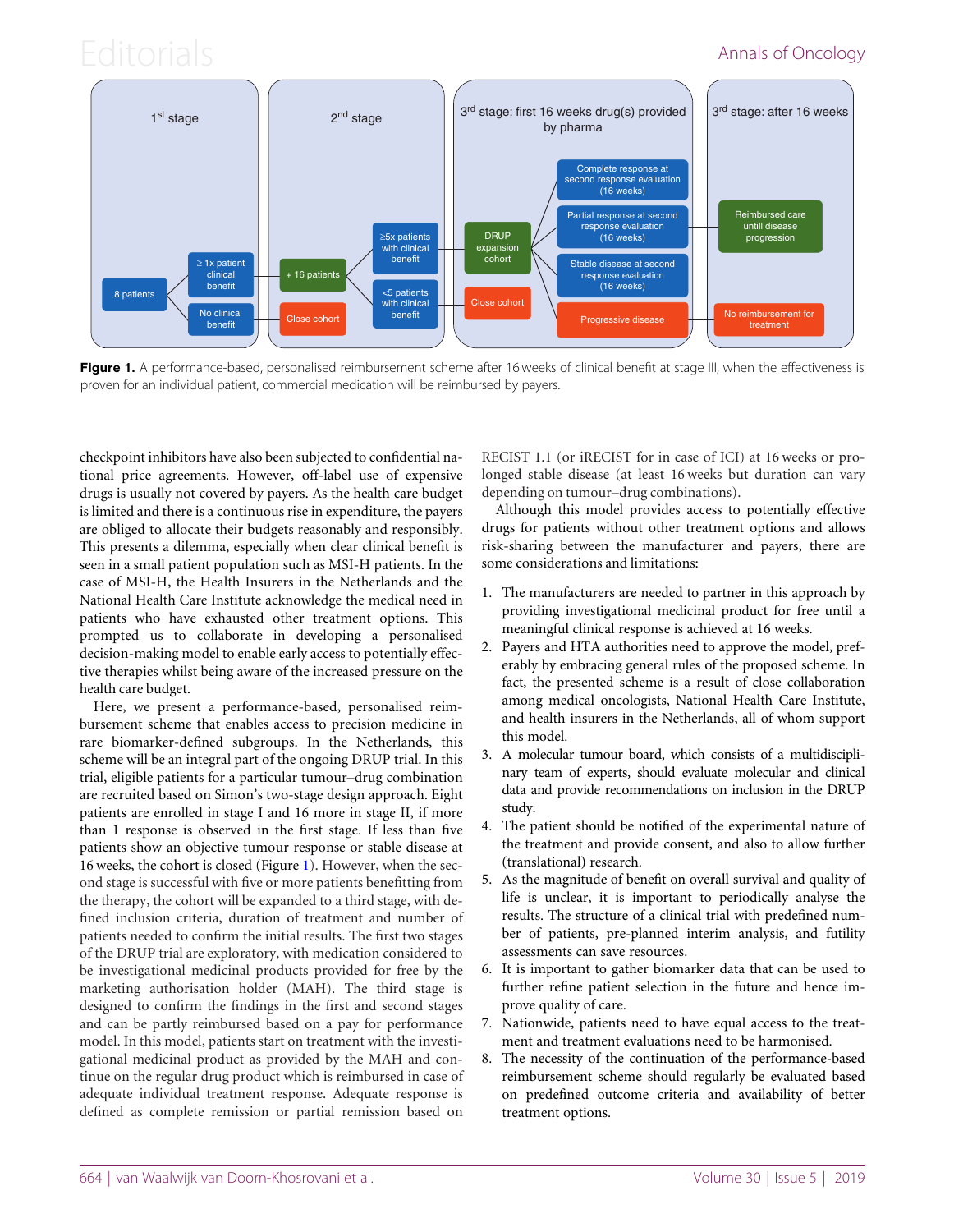**Figure 1.** A performance-based, personalised reimbursement scheme after 16 weeks of clinical benefit at stage III, when the effectiveness is proven for an individual patient, commercial medication will be reimbursed by payers.

checkpoint inhibitors have also been subjected to confidential national price agreements. However, off-label use of expensive drugs is usually not covered by payers. As the health care budget is limited and there is a continuous rise in expenditure, the payers are obliged to allocate their budgets reasonably and responsibly. This presents a dilemma, especially when clear clinical benefit is seen in a small patient population such as MSI-H patients. In the case of MSI-H, the Health Insurers in the Netherlands and the National Health Care Institute acknowledge the medical need in patients who have exhausted other treatment options. This prompted us to collaborate in developing a personalised decision-making model to enable early access to potentially effective therapies whilst being aware of the increased pressure on the health care budget.

Here, we present a performance-based, personalised reimbursement scheme that enables access to precision medicine in rare biomarker-defined subgroups. In the Netherlands, this scheme will be an integral part of the ongoing DRUP trial. In this trial, eligible patients for a particular tumour–drug combination are recruited based on Simon's two-stage design approach. Eight patients are enrolled in stage I and 16 more in stage II, if more than 1 response is observed in the first stage. If less than five patients show an objective tumour response or stable disease at 16 weeks, the cohort is closed (Figure 1). However, when the second stage is successful with five or more patients benefitting from the therapy, the cohort will be expanded to a third stage, with defined inclusion criteria, duration of treatment and number of patients needed to confirm the initial results. The first two stages of the DRUP trial are exploratory, with medication considered to be investigational medicinal products provided for free by the marketing authorisation holder (MAH). The third stage is designed to confirm the findings in the first and second stages and can be partly reimbursed based on a pay for performance model. In this model, patients start on treatment with the investigational medicinal product as provided by the MAH and continue on the regular drug product which is reimbursed in case of adequate individual treatment response. Adequate response is defined as complete remission or partial remission based on RECIST 1.1 (or iRECIST for in case of ICI) at 16 weeks or prolonged stable disease (at least 16 weeks but duration can vary depending on tumour–drug combinations).

Although this model provides access to potentially effective drugs for patients without other treatment options and allows risk-sharing between the manufacturer and payers, there are some considerations and limitations:

1. The manufacturers are needed to partner in this approach by providing investigational medicinal product for free until a meaningful clinical response is achieved at 16 weeks.
2. Payers and HTA authorities need to approve the model, preferably by embracing general rules of the proposed scheme. In fact, the presented scheme is a result of close collaboration among medical oncologists, National Health Care Institute, and health insurers in the Netherlands, all of whom support this model.
3. A molecular tumour board, which consists of a multidisciplinary team of experts, should evaluate molecular and clinical data and provide recommendations on inclusion in the DRUP study.
4. The patient should be notified of the experimental nature of the treatment and provide consent, and also to allow further (translational) research.
5. As the magnitude of benefit on overall survival and quality of life is unclear, it is important to periodically analyse the results. The structure of a clinical trial with predefined number of patients, pre-planned interim analysis, and futility assessments can save resources.
6. It is important to gather biomarker data that can be used to further refine patient selection in the future and hence improve quality of care.
7. Nationwide, patients need to have equal access to the treatment and treatment evaluations need to be harmonised.
8. The necessity of the continuation of the performance-based reimbursement scheme should regularly be evaluated based on predefined outcome criteria and availability of better treatment options.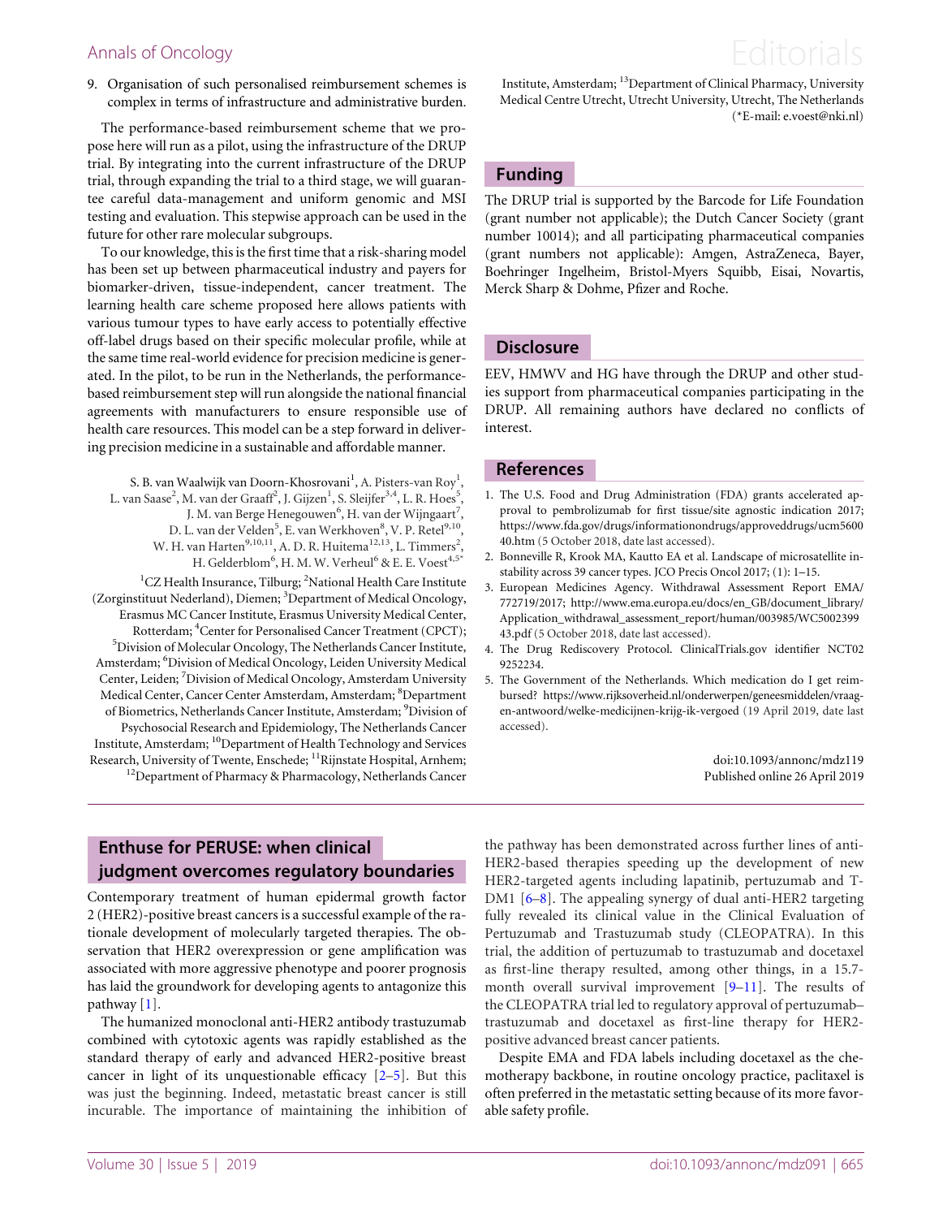9. Organisation of such personalised reimbursement schemes is complex in terms of infrastructure and administrative burden.

The performance-based reimbursement scheme that we propose here will run as a pilot, using the infrastructure of the DRUP trial. By integrating into the current infrastructure of the DRUP trial, through expanding the trial to a third stage, we will guarantee careful data-management and uniform genomic and MSI testing and evaluation. This stepwise approach can be used in the future for other rare molecular subgroups.

To our knowledge, this is the first time that a risk-sharing model has been set up between pharmaceutical industry and payers for biomarker-driven, tissue-independent, cancer treatment. The learning health care scheme proposed here allows patients with various tumour types to have early access to potentially effective off-label drugs based on their specific molecular profile, while at the same time real-world evidence for precision medicine is generated. In the pilot, to be run in the Netherlands, the performance-based reimbursement step will run alongside the national financial agreements with manufacturers to ensure responsible use of health care resources. This model can be a step forward in delivering precision medicine in a sustainable and affordable manner.

S. B. van Waalwijk van Doorn-Khosrovani[1], A. Pisters-van Roy[1], L. van Saase[2], M. van der Graaff[2], J. Gijzen[1], S. Sleijfer[3,4], L. R. Hoes[5], J. M. van Berge Henegouwen[6], H. van der Wijngaart[7], D. L. van der Velden[5], E. van Werkhoven[8], V. P. Retel[9,10], W. H. van Harten[9,10,11], A. D. R. Huitema[12,13], L. Timmers[2], H. Gelderblom[6], H. M. W. Verheul[6] & E. E. Voest[4,5*]

[1]CZ Health Insurance, Tilburg; [2]National Health Care Institute (Zorginstituut Nederland), Diemen; [3]Department of Medical Oncology, Erasmus MC Cancer Institute, Erasmus University Medical Center, Rotterdam; [4]Center for Personalised Cancer Treatment (CPCT); [5]Division of Molecular Oncology, The Netherlands Cancer Institute, Amsterdam; [6]Division of Medical Oncology, Leiden University Medical Center, Leiden; [7]Division of Medical Oncology, Amsterdam University Medical Center, Cancer Center Amsterdam, Amsterdam; [8]Department of Biometrics, Netherlands Cancer Institute, Amsterdam; [9]Division of Psychosocial Research and Epidemiology, The Netherlands Cancer Institute, Amsterdam; [10]Department of Health Technology and Services Research, University of Twente, Enschede; [11]Rijnstate Hospital, Arnhem; [12]Department of Pharmacy & Pharmacology, Netherlands Cancer Institute, Amsterdam; [13]Department of Clinical Pharmacy, University Medical Centre Utrecht, Utrecht University, Utrecht, The Netherlands (*E-mail: e.voest@nki.nl)

## Funding

The DRUP trial is supported by the Barcode for Life Foundation (grant number not applicable); the Dutch Cancer Society (grant number 10014); and all participating pharmaceutical companies (grant numbers not applicable): Amgen, AstraZeneca, Bayer, Boehringer Ingelheim, Bristol-Myers Squibb, Eisai, Novartis, Merck Sharp & Dohme, Pfizer and Roche.

## Disclosure

EEV, HMWV and HG have through the DRUP and other studies support from pharmaceutical companies participating in the DRUP. All remaining authors have declared no conflicts of interest.

## References

1. The U.S. Food and Drug Administration (FDA) grants accelerated approval to pembrolizumab for first tissue/site agnostic indication 2017; https://www.fda.gov/drugs/informationondrugs/approveddrugs/ucm560040.htm (5 October 2018, date last accessed).
2. Bonneville R, Krook MA, Kautto EA et al. Landscape of microsatellite instability across 39 cancer types. JCO Precis Oncol 2017; (1): 1–15.
3. European Medicines Agency. Withdrawal Assessment Report EMA/772719/2017; http://www.ema.europa.eu/docs/en_GB/document_library/Application_withdrawal_assessment_report/human/003985/WC500239943.pdf (5 October 2018, date last accessed).
4. The Drug Rediscovery Protocol. ClinicalTrials.gov identifier NCT02925234.
5. The Government of the Netherlands. Which medication do I get reimbursed? https://www.rijksoverheid.nl/onderwerpen/geneesmiddelen/vraag-en-antwoord/welke-medicijnen-krijg-ik-vergoed (19 April 2019, date last accessed).

doi:10.1093/annonc/mdz119
Published online 26 April 2019

## Enthuse for PERUSE: when clinical judgment overcomes regulatory boundaries

Contemporary treatment of human epidermal growth factor 2 (HER2)-positive breast cancers is a successful example of the rationale development of molecularly targeted therapies. The observation that HER2 overexpression or gene amplification was associated with more aggressive phenotype and poorer prognosis has laid the groundwork for developing agents to antagonize this pathway [1].

The humanized monoclonal anti-HER2 antibody trastuzumab combined with cytotoxic agents was rapidly established as the standard therapy of early and advanced HER2-positive breast cancer in light of its unquestionable efficacy [2–5]. But this was just the beginning. Indeed, metastatic breast cancer is still incurable. The importance of maintaining the inhibition of the pathway has been demonstrated across further lines of anti-HER2-based therapies speeding up the development of new HER2-targeted agents including lapatinib, pertuzumab and T-DM1 [6–8]. The appealing synergy of dual anti-HER2 targeting fully revealed its clinical value in the Clinical Evaluation of Pertuzumab and Trastuzumab study (CLEOPATRA). In this trial, the addition of pertuzumab to trastuzumab and docetaxel as first-line therapy resulted, among other things, in a 15.7-month overall survival improvement [9–11]. The results of the CLEOPATRA trial led to regulatory approval of pertuzumab–trastuzumab and docetaxel as first-line therapy for HER2-positive advanced breast cancer patients.

Despite EMA and FDA labels including docetaxel as the chemotherapy backbone, in routine oncology practice, paclitaxel is often preferred in the metastatic setting because of its more favorable safety profile.